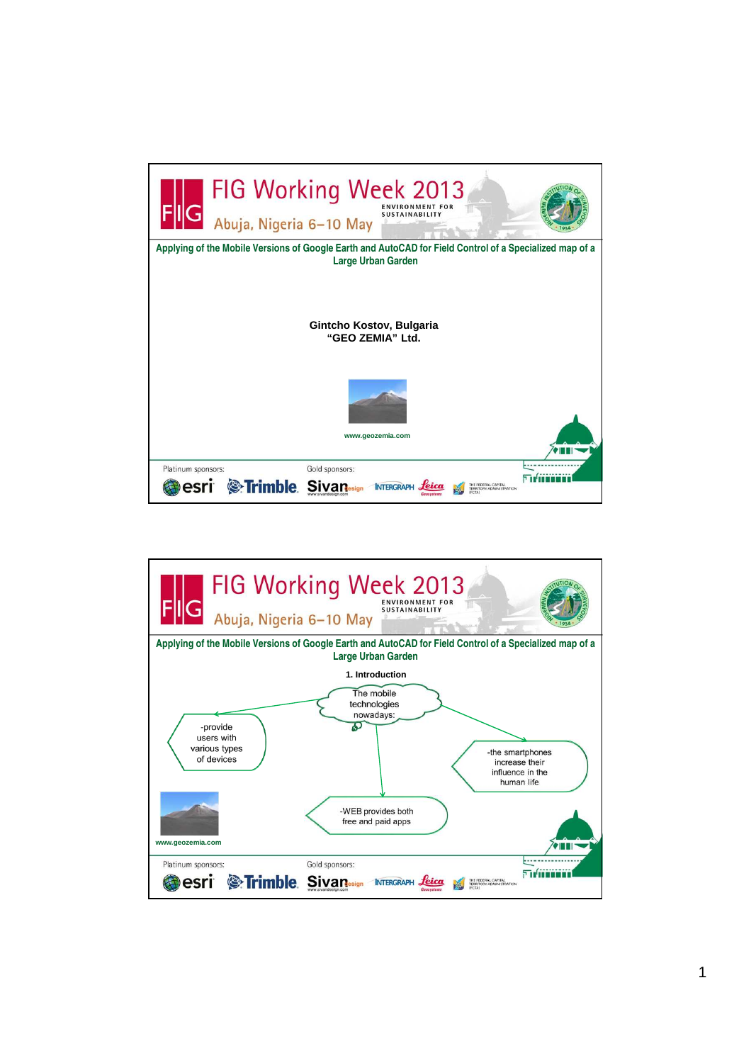# Applying of the Mobile Versions of Google Earth and AutoCAD for Field Control of a Specialized map of a Large Urban Garden

**Gintcho Kostov, Bulgaria**
**"GEO ZEMIA" Ltd.**

www.geozemia.com

---

## Applying of the Mobile Versions of Google Earth and AutoCAD for Field Control of a Specialized map of a Large Urban Garden

### 1. Introduction

The mobile technologies nowadays:

- -provide users with various types of devices
- -the smartphones increase their influence in the human life
- -WEB provides both free and paid apps

www.geozemia.com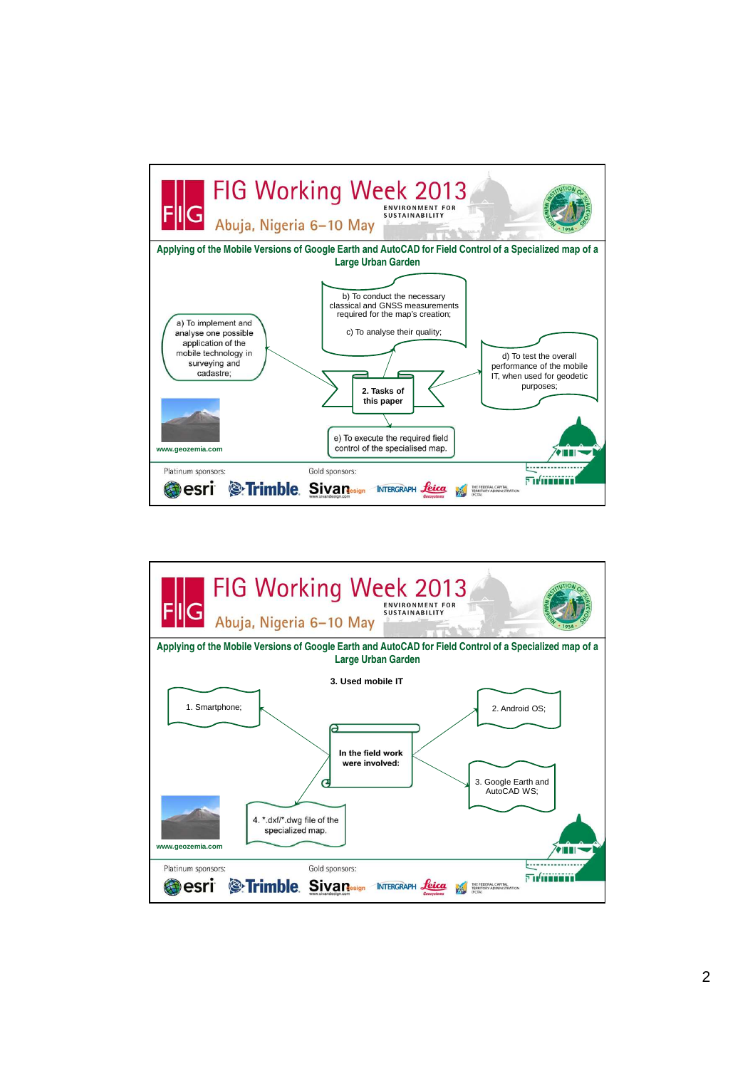## Applying of the Mobile Versions of Google Earth and AutoCAD for Field Control of a Specialized map of a Large Urban Garden

**2. Tasks of this paper**

- a) To implement and analyse one possible application of the mobile technology in surveying and cadastre;
- b) To conduct the necessary classical and GNSS measurements required for the map's creation;
- c) To analyse their quality;
- d) To test the overall performance of the mobile IT, when used for geodetic purposes;
- e) To execute the required field control of the specialised map.

www.geozemia.com

## Applying of the Mobile Versions of Google Earth and AutoCAD for Field Control of a Specialized map of a Large Urban Garden

**3. Used mobile IT**

**In the field work were involved:**

1. Smartphone;
2. Android OS;
3. Google Earth and AutoCAD WS;
4. *.dxf/*.dwg file of the specialized map.

www.geozemia.com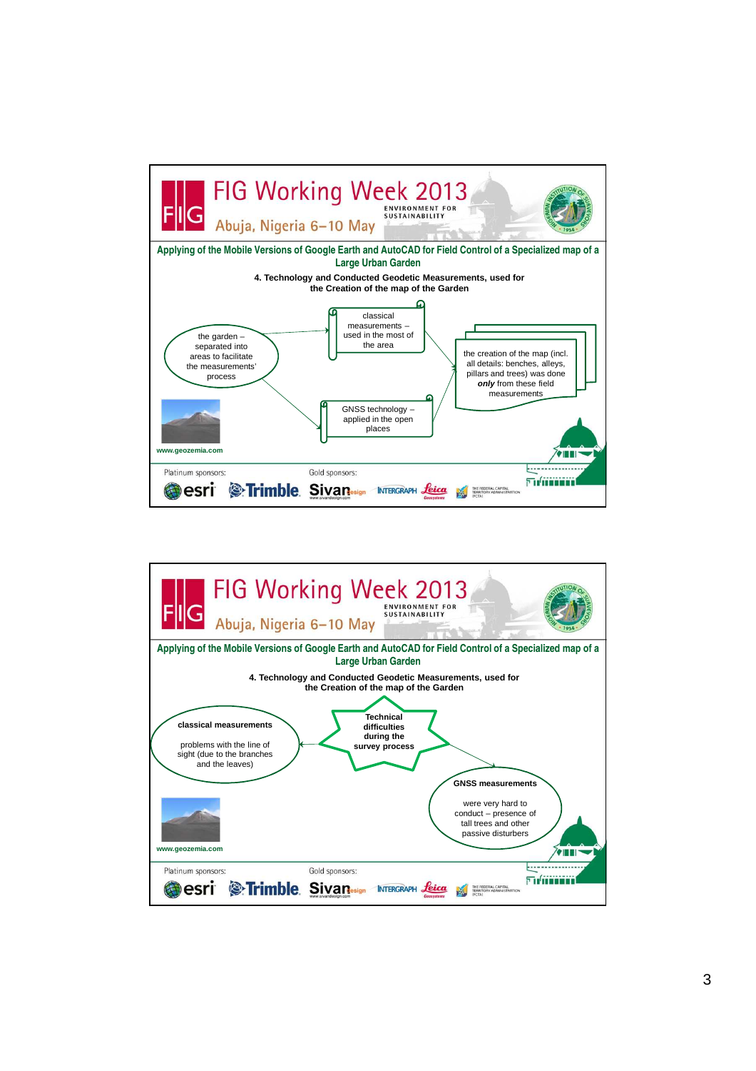## Applying of the Mobile Versions of Google Earth and AutoCAD for Field Control of a Specialized map of a Large Urban Garden

**4. Technology and Conducted Geodetic Measurements, used for the Creation of the map of the Garden**

the garden – separated into areas to facilitate the measurements' process

classical measurements – used in the most of the area

GNSS technology – applied in the open places

the creation of the map (incl. all details: benches, alleys, pillars and trees) was done ***only*** from these field measurements

www.geozemia.com

Platinum sponsors: esri, Trimble

Gold sponsors: Sivan design, Intergraph, Leica Geosystems, The Federal Capital Territory Administration (FCTA)

## Applying of the Mobile Versions of Google Earth and AutoCAD for Field Control of a Specialized map of a Large Urban Garden

**4. Technology and Conducted Geodetic Measurements, used for the Creation of the map of the Garden**

**Technical difficulties during the survey process**

**classical measurements**

problems with the line of sight (due to the branches and the leaves)

**GNSS measurements**

were very hard to conduct – presence of tall trees and other passive disturbers

www.geozemia.com

Platinum sponsors: esri, Trimble

Gold sponsors: Sivan design, Intergraph, Leica Geosystems, The Federal Capital Territory Administration (FCTA)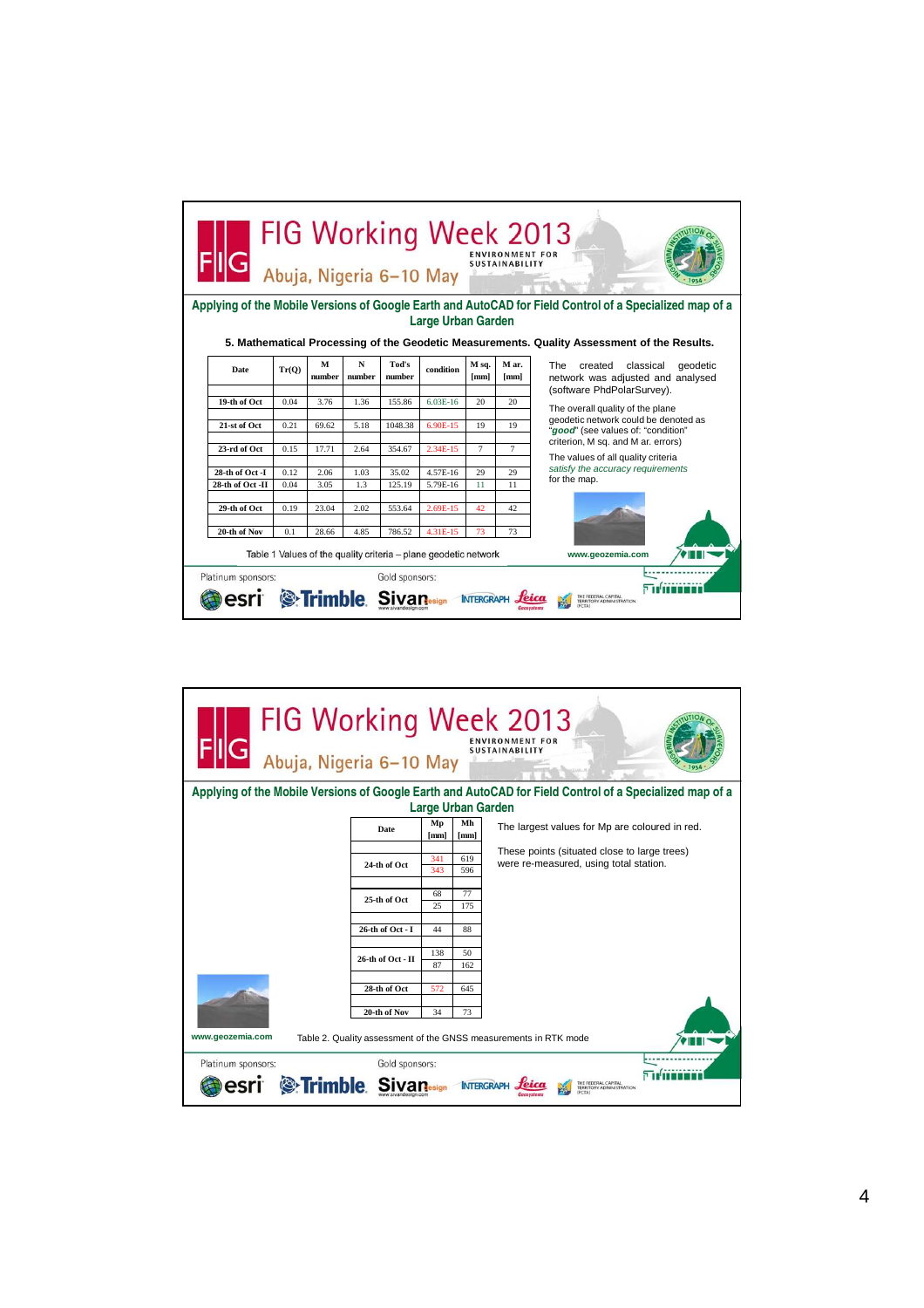## Applying of the Mobile Versions of Google Earth and AutoCAD for Field Control of a Specialized map of a Large Urban Garden

### 5. Mathematical Processing of the Geodetic Measurements. Quality Assessment of the Results.

| Date | Tr(Q) | M number | N number | Tod's number | condition | M sq. [mm] | M ar. [mm] |
|---|---|---|---|---|---|---|---|
| 19-th of Oct | 0.04 | 3.76 | 1.36 | 155.86 | 6.03E-16 | 20 | 20 |
| 21-st of Oct | 0.21 | 69.62 | 5.18 | 1048.38 | 6.90E-15 | 19 | 19 |
| 23-rd of Oct | 0.15 | 17.71 | 2.64 | 354.67 | 2.34E-15 | 7 | 7 |
| 28-th of Oct -I | 0.12 | 2.06 | 1.03 | 35.02 | 4.57E-16 | 29 | 29 |
| 28-th of Oct -II | 0.04 | 3.05 | 1.3 | 125.19 | 5.79E-16 | 11 | 11 |
| 29-th of Oct | 0.19 | 23.04 | 2.02 | 553.64 | 2.69E-15 | 42 | 42 |
| 20-th of Nov | 0.1 | 28.66 | 4.85 | 786.52 | 4.31E-15 | 73 | 73 |

Table 1 Values of the quality criteria – plane geodetic network

The created classical geodetic network was adjusted and analysed (software PhdPolarSurvey).

The overall quality of the plane geodetic network could be denoted as "*good*" (see values of: "condition" criterion, M sq. and M ar. errors)

The values of all quality criteria *satisfy the accuracy requirements* for the map.

www.geozemia.com

## Applying of the Mobile Versions of Google Earth and AutoCAD for Field Control of a Specialized map of a Large Urban Garden

| Date | Mp [mm] | Mh [mm] |
|---|---|---|
| 24-th of Oct | 341 | 619 |
| | 343 | 596 |
| 25-th of Oct | 68 | 77 |
| | 25 | 175 |
| 26-th of Oct - I | 44 | 88 |
| 26-th of Oct - II | 138 | 50 |
| | 87 | 162 |
| 28-th of Oct | 572 | 645 |
| 20-th of Nov | 34 | 73 |

Table 2. Quality assessment of the GNSS measurements in RTK mode

The largest values for Mp are coloured in red.

These points (situated close to large trees) were re-measured, using total station.

www.geozemia.com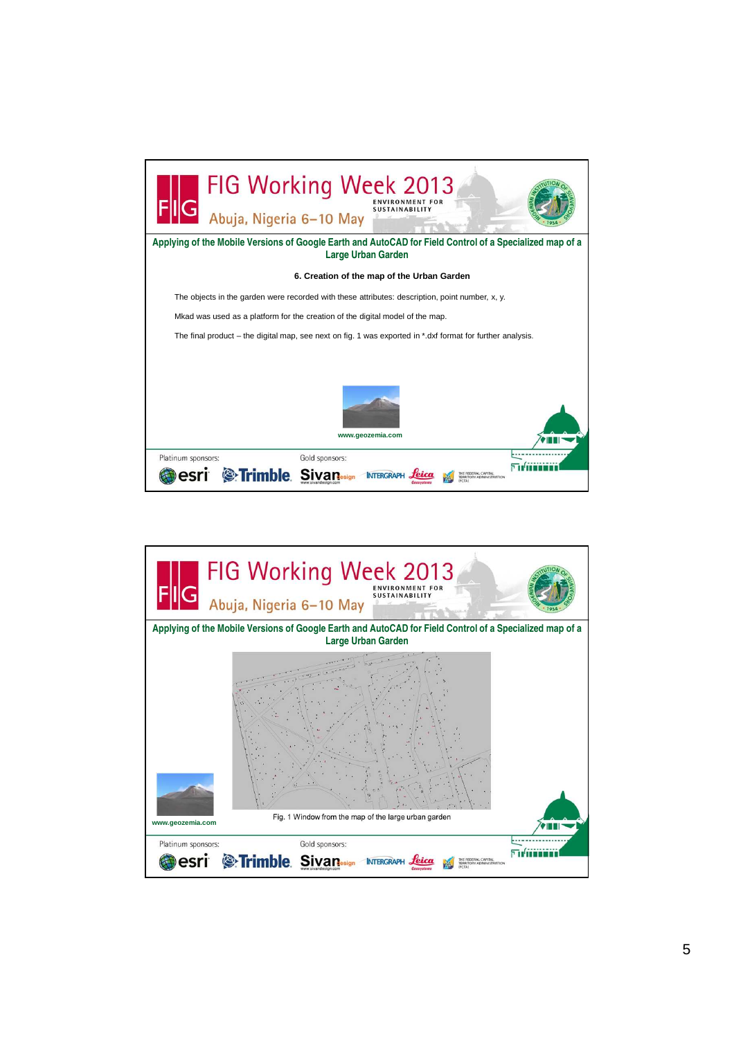## Applying of the Mobile Versions of Google Earth and AutoCAD for Field Control of a Specialized map of a Large Urban Garden

### 6. Creation of the map of the Urban Garden

The objects in the garden were recorded with these attributes: description, point number, x, y.

Mkad was used as a platform for the creation of the digital model of the map.

The final product – the digital map, see next on fig. 1 was exported in *.dxf format for further analysis.

www.geozemia.com

## Applying of the Mobile Versions of Google Earth and AutoCAD for Field Control of a Specialized map of a Large Urban Garden

Fig. 1 Window from the map of the large urban garden

www.geozemia.com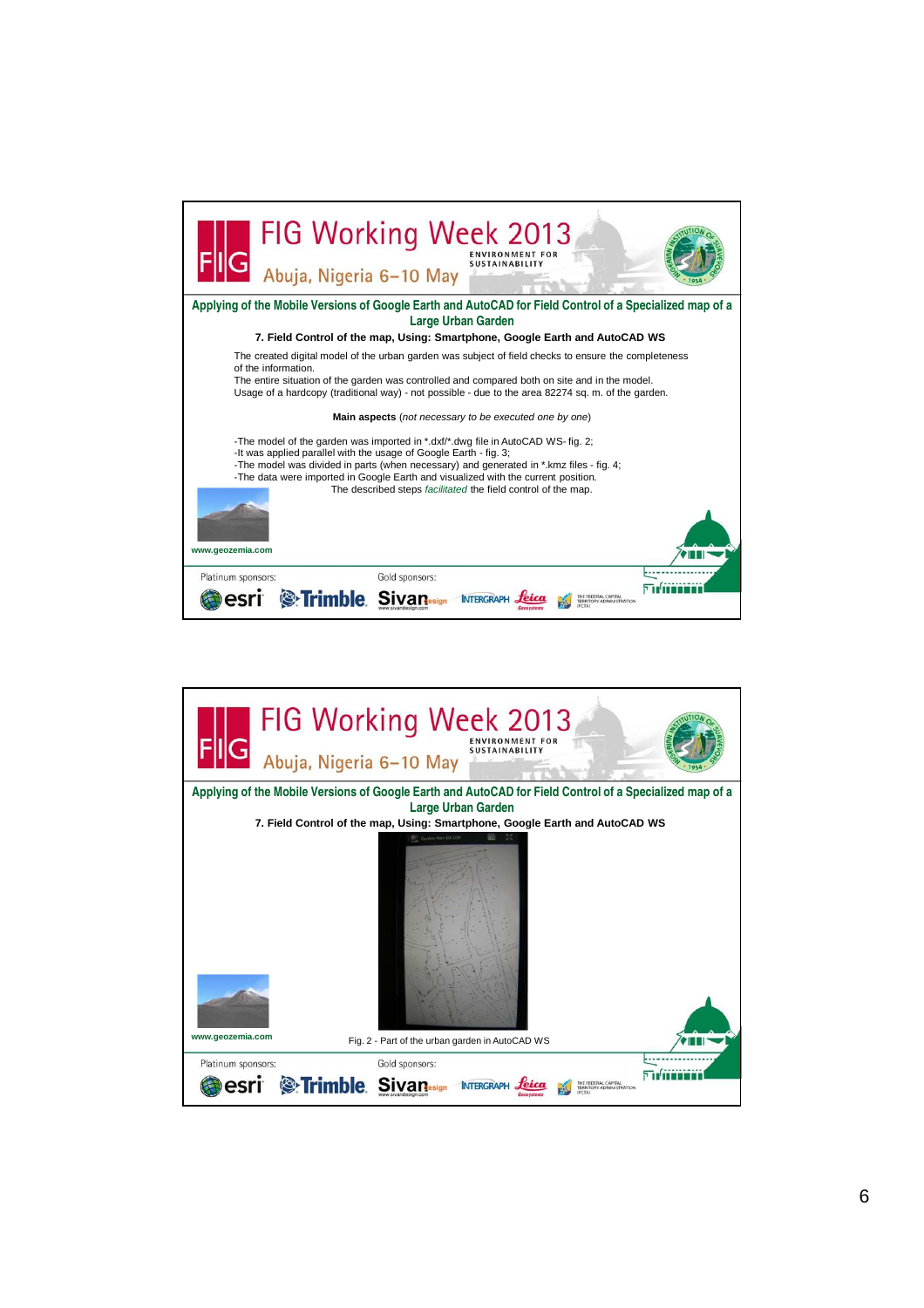## Applying of the Mobile Versions of Google Earth and AutoCAD for Field Control of a Specialized map of a Large Urban Garden

### 7. Field Control of the map, Using: Smartphone, Google Earth and AutoCAD WS

The created digital model of the urban garden was subject of field checks to ensure the completeness of the information.
The entire situation of the garden was controlled and compared both on site and in the model.
Usage of a hardcopy (traditional way) - not possible - due to the area 82274 sq. m. of the garden.

**Main aspects** (*not necessary to be executed one by one*)

-The model of the garden was imported in *.dxf/*.dwg file in AutoCAD WS- fig. 2;
-It was applied parallel with the usage of Google Earth - fig. 3;
-The model was divided in parts (when necessary) and generated in *.kmz files - fig. 4;
-The data were imported in Google Earth and visualized with the current position.
The described steps *facilitated* the field control of the map.

www.geozemia.com

## Applying of the Mobile Versions of Google Earth and AutoCAD for Field Control of a Specialized map of a Large Urban Garden

### 7. Field Control of the map, Using: Smartphone, Google Earth and AutoCAD WS

Fig. 2 - Part of the urban garden in AutoCAD WS

www.geozemia.com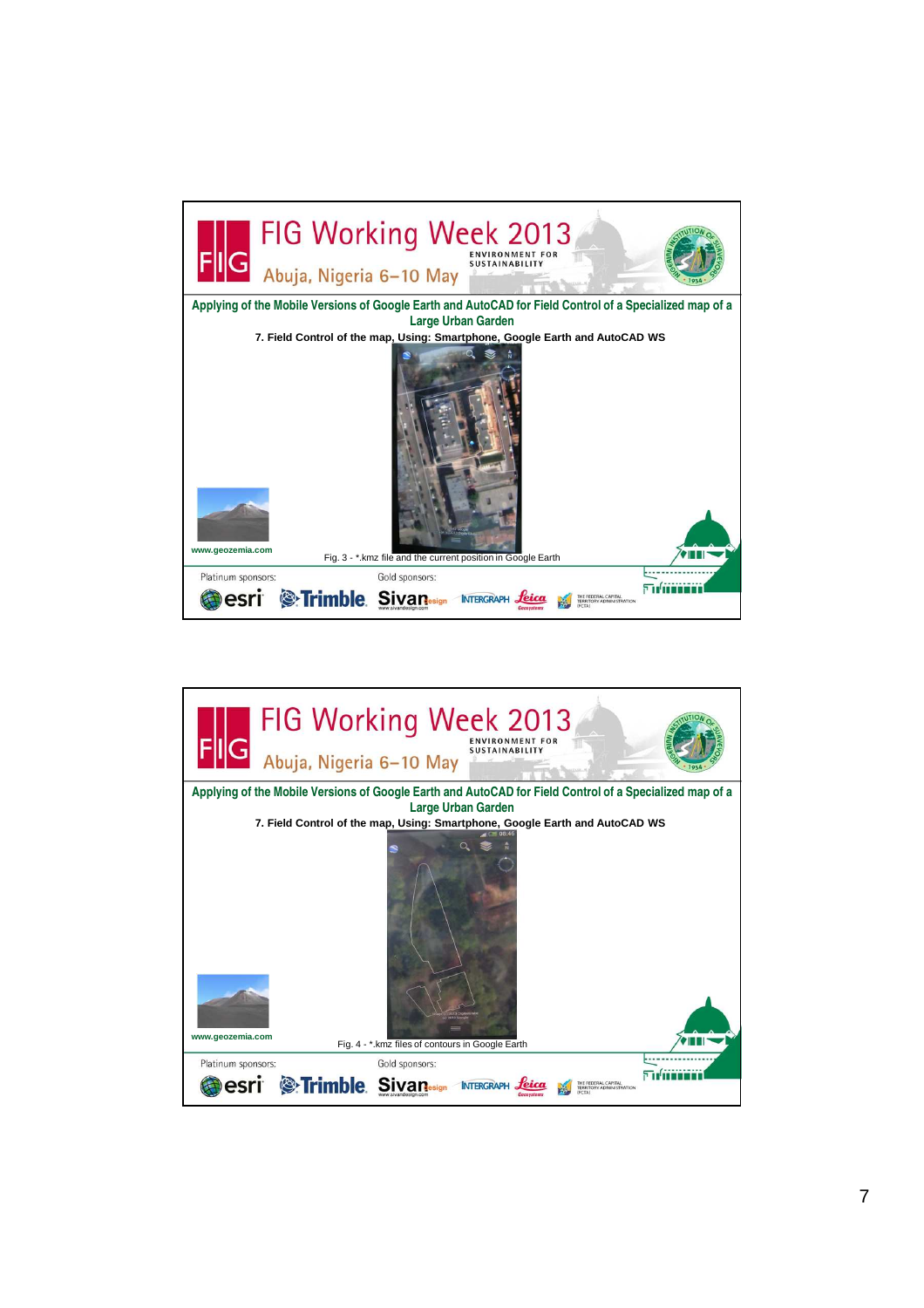# FIG Working Week 2013

Abuja, Nigeria 6–10 May

ENVIRONMENT FOR SUSTAINABILITY

**Applying of the Mobile Versions of Google Earth and AutoCAD for Field Control of a Specialized map of a Large Urban Garden**

**7. Field Control of the map, Using: Smartphone, Google Earth and AutoCAD WS**

www.geozemia.com

Fig. 3 - *.kmz file and the current position in Google Earth

Platinum sponsors: esri, Trimble

Gold sponsors: Sivan Design, Intergraph, Leica Geosystems, The Federal Capital Territory Administration (FCTA)

# FIG Working Week 2013

Abuja, Nigeria 6–10 May

ENVIRONMENT FOR SUSTAINABILITY

**Applying of the Mobile Versions of Google Earth and AutoCAD for Field Control of a Specialized map of a Large Urban Garden**

**7. Field Control of the map, Using: Smartphone, Google Earth and AutoCAD WS**

www.geozemia.com

Fig. 4 - *.kmz files of contours in Google Earth

Platinum sponsors: esri, Trimble

Gold sponsors: Sivan Design, Intergraph, Leica Geosystems, The Federal Capital Territory Administration (FCTA)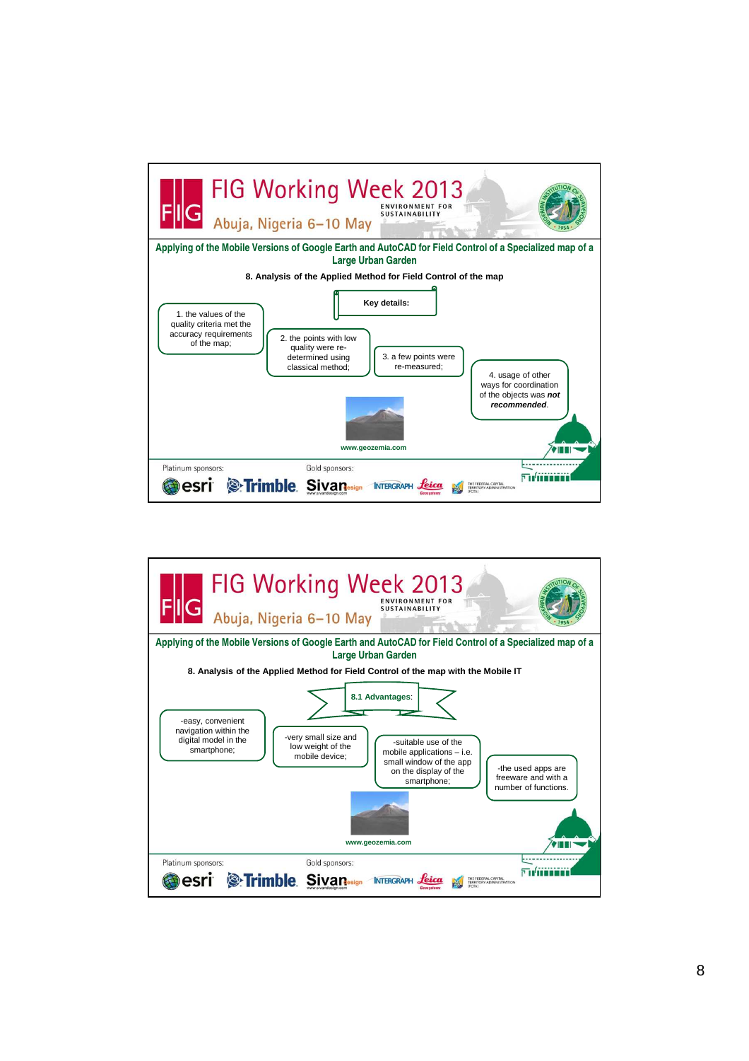FIG Working Week 2013

Abuja, Nigeria 6–10 May

ENVIRONMENT FOR SUSTAINABILITY

**Applying of the Mobile Versions of Google Earth and AutoCAD for Field Control of a Specialized map of a Large Urban Garden**

**8. Analysis of the Applied Method for Field Control of the map**

**Key details:**

1. the values of the quality criteria met the accuracy requirements of the map;
2. the points with low quality were re-determined using classical method;
3. a few points were re-measured;
4. usage of other ways for coordination of the objects was ***not recommended***.

**www.geozemia.com**

Platinum sponsors: esri, Trimble. Gold sponsors: Sivan Design, Intergraph, Leica Geosystems, The Federal Capital Territory Administration (FCTA)

---

FIG Working Week 2013

Abuja, Nigeria 6–10 May

ENVIRONMENT FOR SUSTAINABILITY

**Applying of the Mobile Versions of Google Earth and AutoCAD for Field Control of a Specialized map of a Large Urban Garden**

**8. Analysis of the Applied Method for Field Control of the map with the Mobile IT**

**8.1 Advantages:**

- -easy, convenient navigation within the digital model in the smartphone;
- -very small size and low weight of the mobile device;
- -suitable use of the mobile applications – i.e. small window of the app on the display of the smartphone;
- -the used apps are freeware and with a number of functions.

**www.geozemia.com**

Platinum sponsors: esri, Trimble. Gold sponsors: Sivan Design, Intergraph, Leica Geosystems, The Federal Capital Territory Administration (FCTA)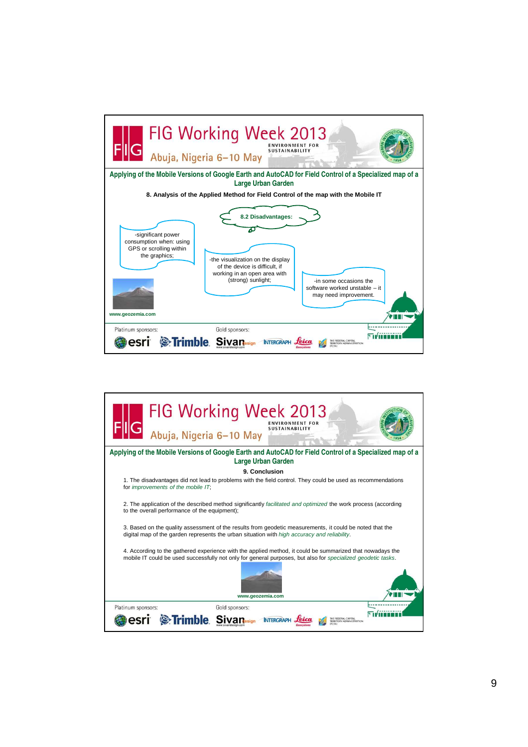## Applying of the Mobile Versions of Google Earth and AutoCAD for Field Control of a Specialized map of a Large Urban Garden

### 8. Analysis of the Applied Method for Field Control of the map with the Mobile IT

**8.2 Disadvantages:**

-significant power consumption when: using GPS or scrolling within the graphics;

-the visualization on the display of the device is difficult, if working in an open area with (strong) sunlight;

-in some occasions the software worked unstable – it may need improvement.

www.geozemia.com

---

## Applying of the Mobile Versions of Google Earth and AutoCAD for Field Control of a Specialized map of a Large Urban Garden

### 9. Conclusion

1. The disadvantages did not lead to problems with the field control. They could be used as recommendations for *improvements of the mobile IT*;

2. The application of the described method significantly *facilitated and optimized* the work process (according to the overall performance of the equipment);

3. Based on the quality assessment of the results from geodetic measurements, it could be noted that the digital map of the garden represents the urban situation with *high accuracy and reliability*.

4. According to the gathered experience with the applied method, it could be summarized that nowadays the mobile IT could be used successfully not only for general purposes, but also for *specialized geodetic tasks*.

www.geozemia.com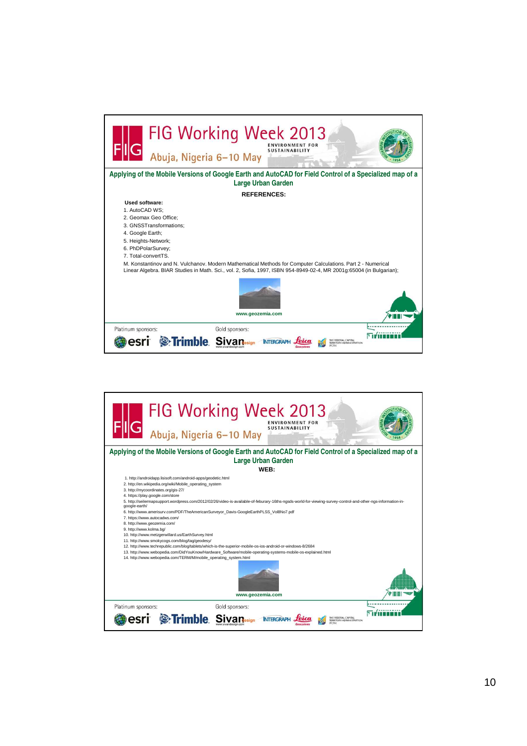## Applying of the Mobile Versions of Google Earth and AutoCAD for Field Control of a Specialized map of a Large Urban Garden

### REFERENCES:

**Used software:**

1. AutoCAD WS;
2. Geomax Geo Office;
3. GNSSTransformations;
4. Google Earth;
5. Heights-Network;
6. PhDPolarSurvey;
7. Total-convertTS.

M. Konstantinov and N. Vulchanov. Modern Mathematical Methods for Computer Calculations. Part 2 - Numerical Linear Algebra. BIAR Studies in Math. Sci., vol. 2, Sofia, 1997, ISBN 954-8949-02-4, MR 2001g:65004 (in Bulgarian);

www.geozemia.com

## Applying of the Mobile Versions of Google Earth and AutoCAD for Field Control of a Specialized map of a Large Urban Garden

### WEB:

1. http://androidapp.lisisoft.com/android-apps/geodetic.html
2. http://en.wikipedia.org/wiki/Mobile_operating_system
3. http://mycoordinates.org/gis-27/
4. https://play.google.com/store
5. http://seilermapsupport.wordpress.com/2012/02/26/video-is-available-of-feburary-16ths-ngsds-world-for-viewing-survey-control-and-other-ngs-information-in-google-earth/
6. http://www.amerisurv.com/PDF/TheAmericanSurveyor_Davis-GoogleEarthPLSS_Vol8No7.pdf
7. https://www.autocadws.com/
8. http://www.geozemia.com/
9. http://www.kolma.bg/
10. http://www.metzgerwillard.us/EarthSurvey.html
11. http://www.smokycogs.com/blog/tag/geodesy/
12. http://www.techrepublic.com/blog/tablets/which-is-the-superior-mobile-os-ios-android-or-windows-8/2684
13. http://www.webopedia.com/DidYouKnow/Hardware_Software/mobile-operating-systems-mobile-os-explained.html
14. http://www.webopedia.com/TERM/M/mobile_operating_system.html

www.geozemia.com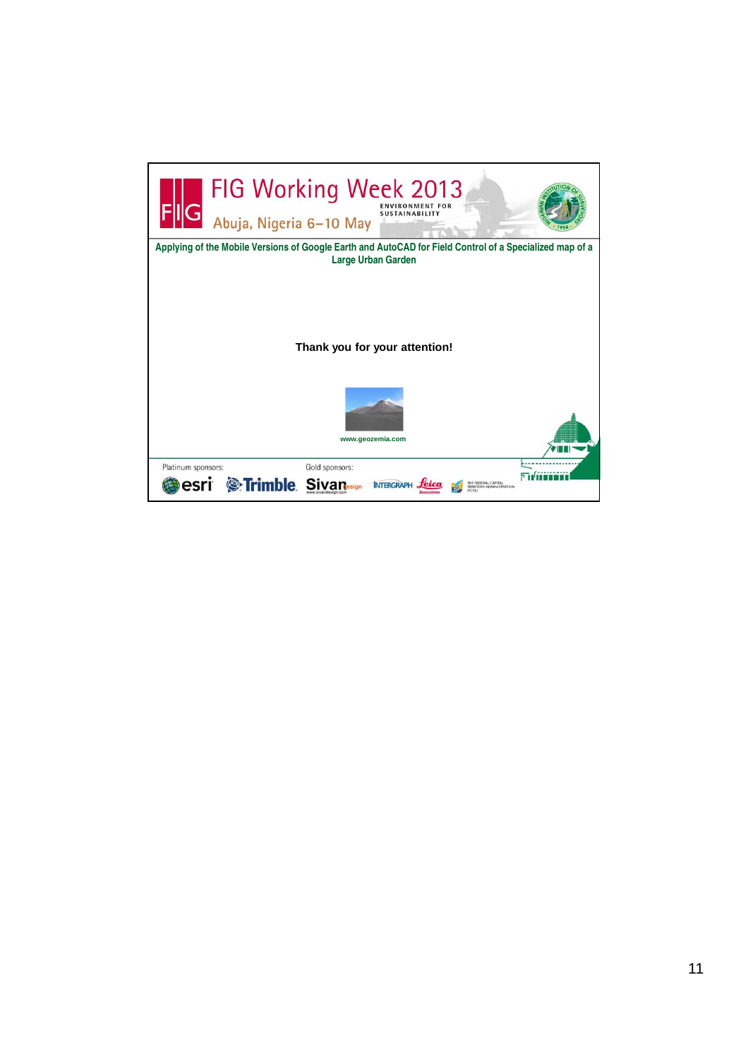Applying of the Mobile Versions of Google Earth and AutoCAD for Field Control of a Specialized map of a Large Urban Garden

**Thank you for your attention!**

www.geozemia.com